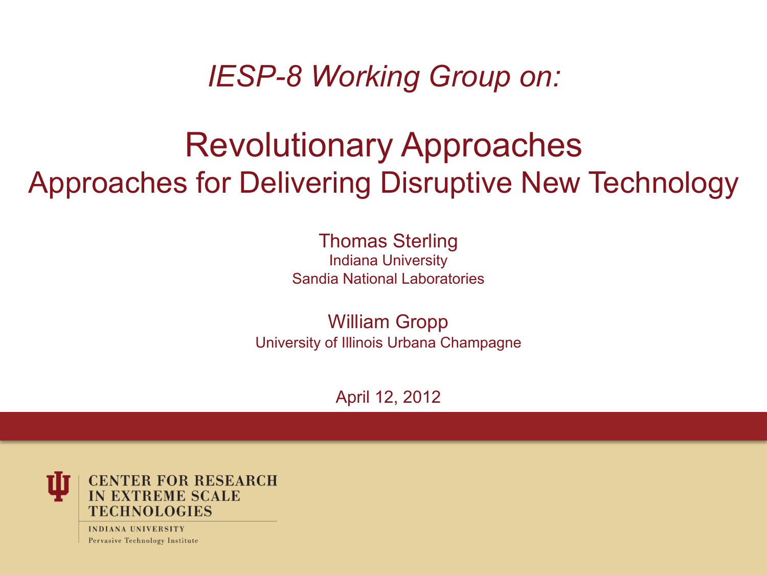*IESP-8 Working Group on:*

# Revolutionary Approaches

## Approaches for Delivering Disruptive New Technology

Thomas Sterling
Indiana University
Sandia National Laboratories

William Gropp
University of Illinois Urbana Champagne

April 12, 2012

CENTER FOR RESEARCH IN EXTREME SCALE TECHNOLOGIES
INDIANA UNIVERSITY
Pervasive Technology Institute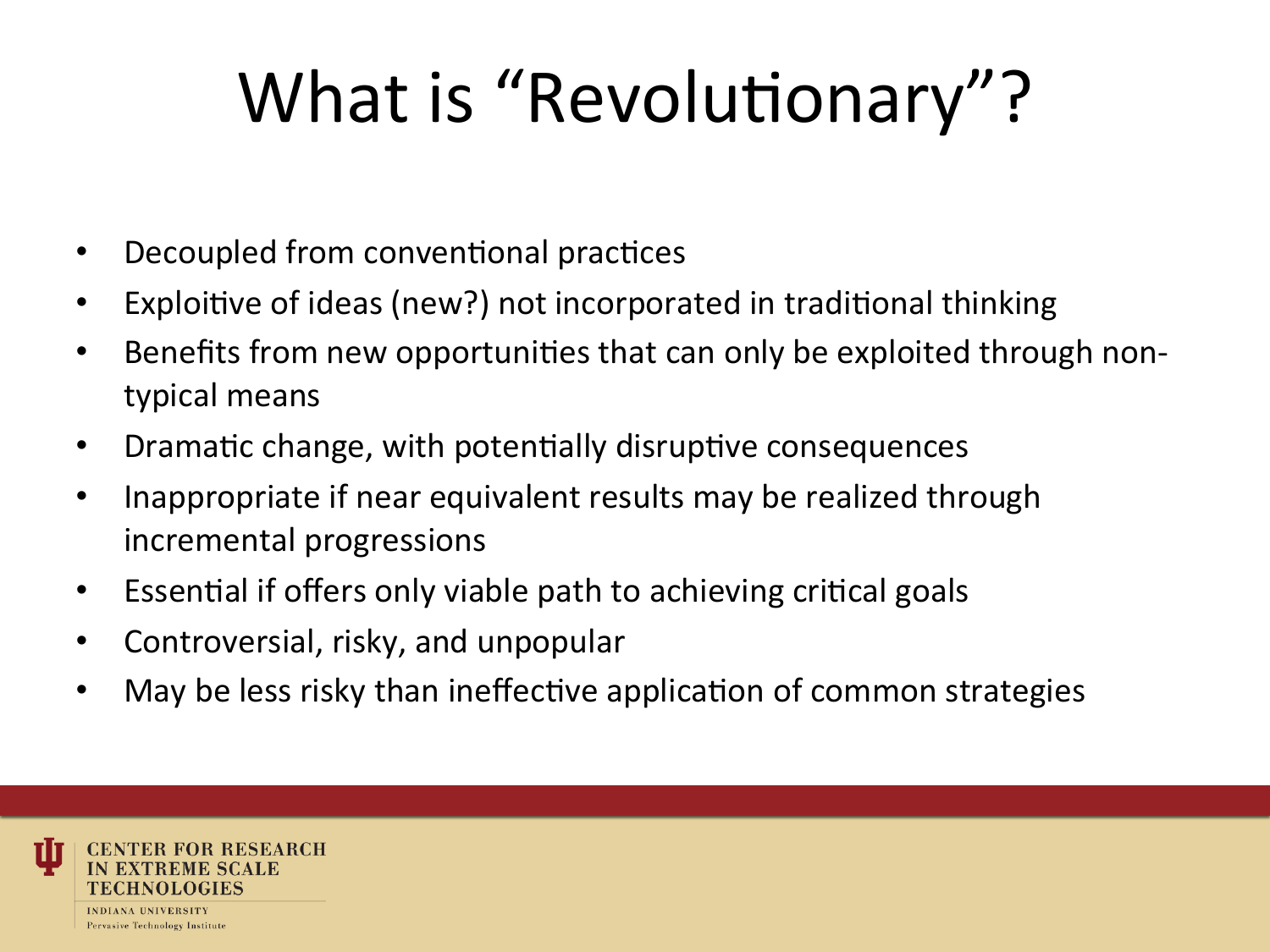# What is "Revolutionary"?

- Decoupled from conventional practices
- Exploitive of ideas (new?) not incorporated in traditional thinking
- Benefits from new opportunities that can only be exploited through non-typical means
- Dramatic change, with potentially disruptive consequences
- Inappropriate if near equivalent results may be realized through incremental progressions
- Essential if offers only viable path to achieving critical goals
- Controversial, risky, and unpopular
- May be less risky than ineffective application of common strategies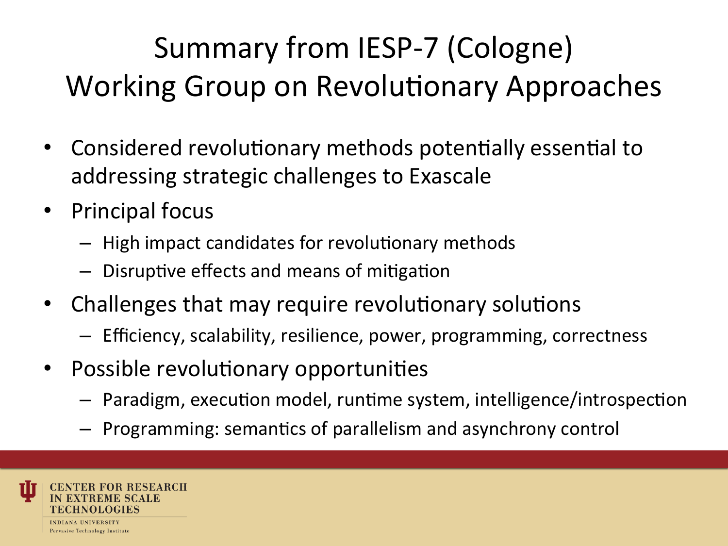# Summary from IESP-7 (Cologne) Working Group on Revolutionary Approaches

- Considered revolutionary methods potentially essential to addressing strategic challenges to Exascale
- Principal focus
  - High impact candidates for revolutionary methods
  - Disruptive effects and means of mitigation
- Challenges that may require revolutionary solutions
  - Efficiency, scalability, resilience, power, programming, correctness
- Possible revolutionary opportunities
  - Paradigm, execution model, runtime system, intelligence/introspection
  - Programming: semantics of parallelism and asynchrony control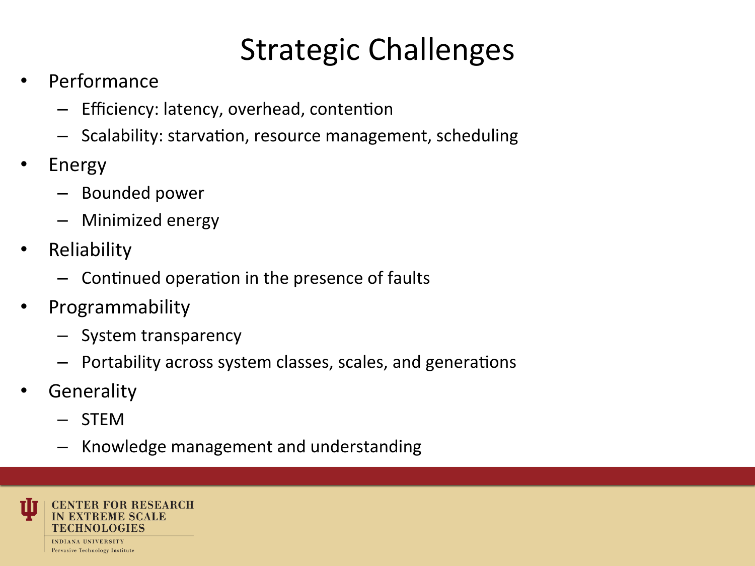# Strategic Challenges

- Performance
  - Efficiency: latency, overhead, contention
  - Scalability: starvation, resource management, scheduling
- Energy
  - Bounded power
  - Minimized energy
- Reliability
  - Continued operation in the presence of faults
- Programmability
  - System transparency
  - Portability across system classes, scales, and generations
- Generality
  - STEM
  - Knowledge management and understanding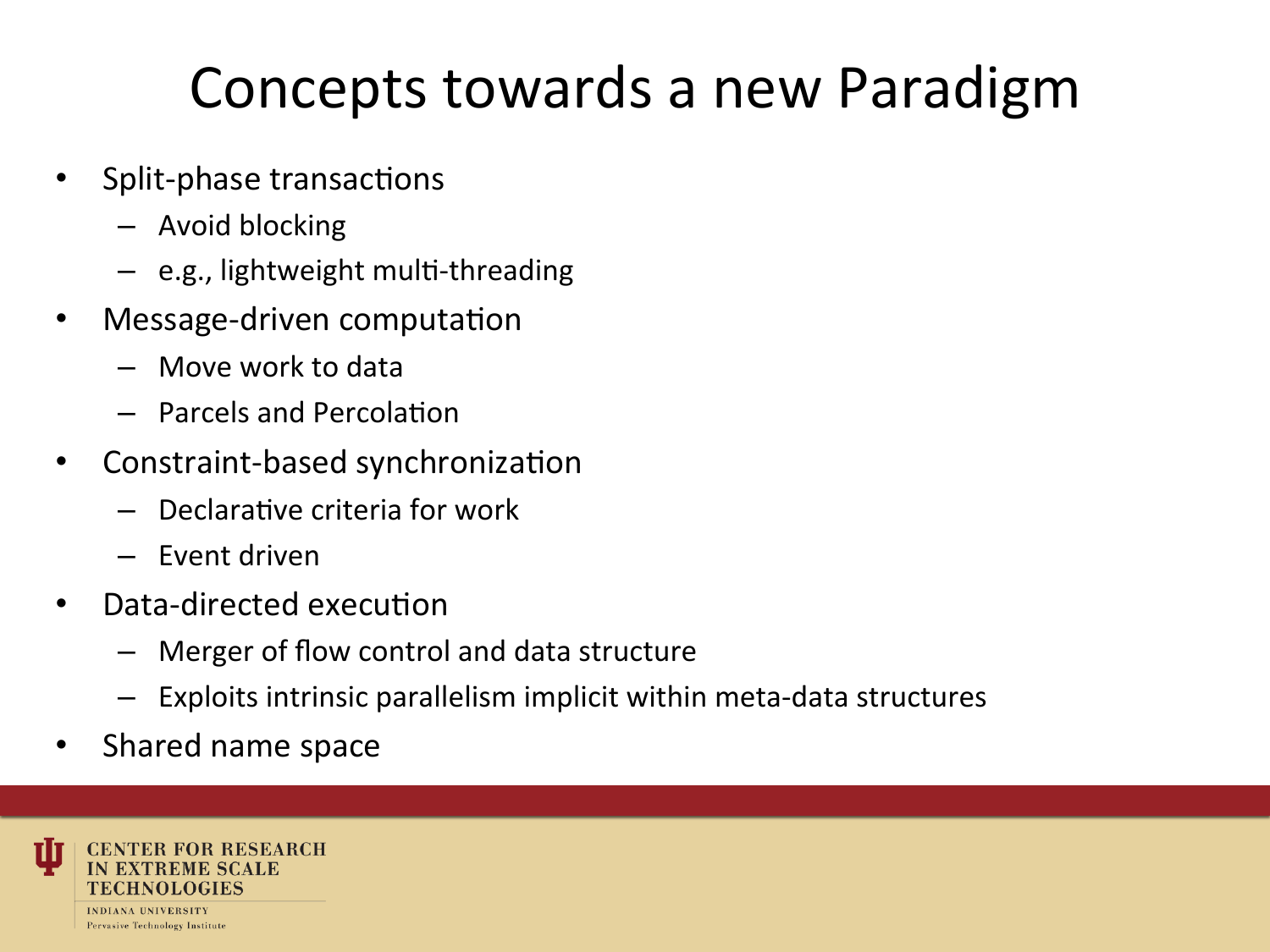# Concepts towards a new Paradigm

- Split-phase transactions
  - Avoid blocking
  - e.g., lightweight multi-threading
- Message-driven computation
  - Move work to data
  - Parcels and Percolation
- Constraint-based synchronization
  - Declarative criteria for work
  - Event driven
- Data-directed execution
  - Merger of flow control and data structure
  - Exploits intrinsic parallelism implicit within meta-data structures
- Shared name space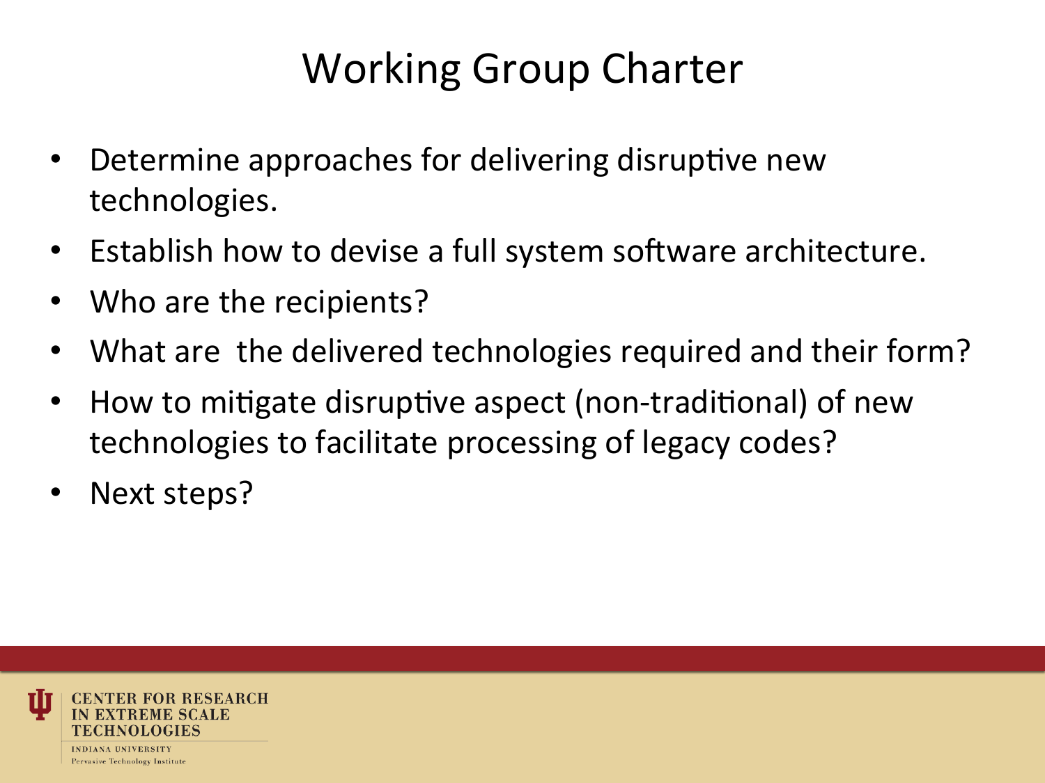# Working Group Charter

- Determine approaches for delivering disruptive new technologies.
- Establish how to devise a full system software architecture.
- Who are the recipients?
- What are the delivered technologies required and their form?
- How to mitigate disruptive aspect (non-traditional) of new technologies to facilitate processing of legacy codes?
- Next steps?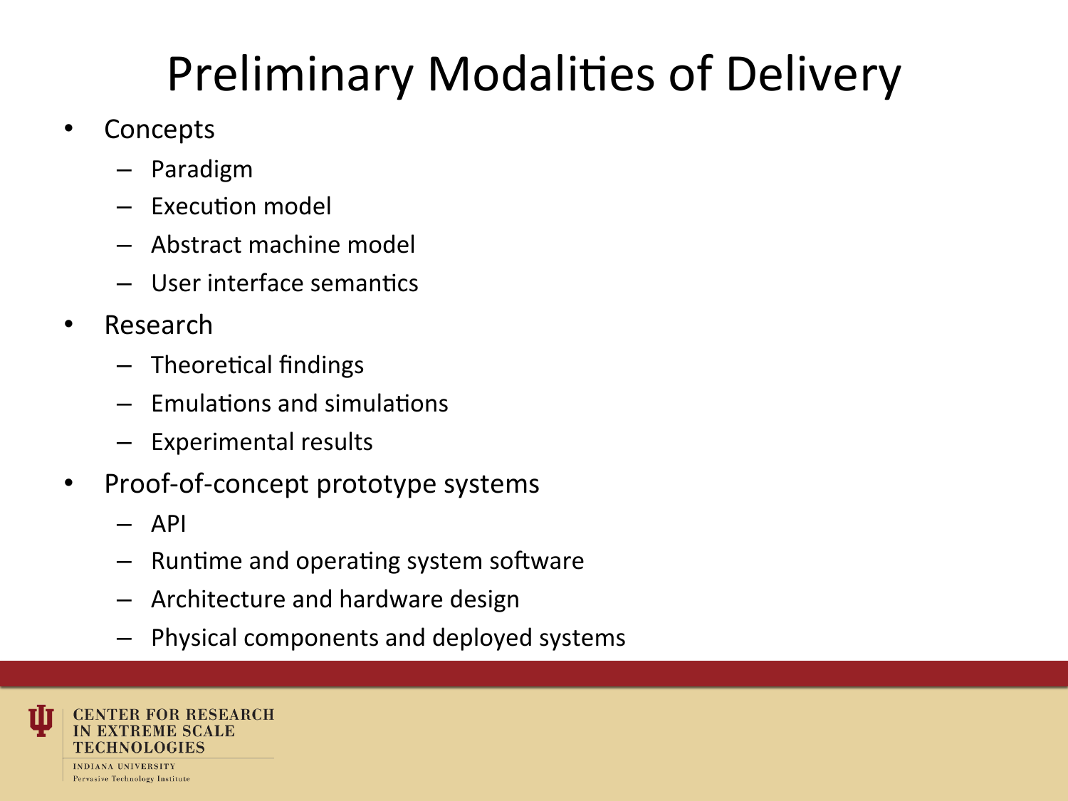# Preliminary Modalities of Delivery

- Concepts
  - Paradigm
  - Execution model
  - Abstract machine model
  - User interface semantics
- Research
  - Theoretical findings
  - Emulations and simulations
  - Experimental results
- Proof-of-concept prototype systems
  - API
  - Runtime and operating system software
  - Architecture and hardware design
  - Physical components and deployed systems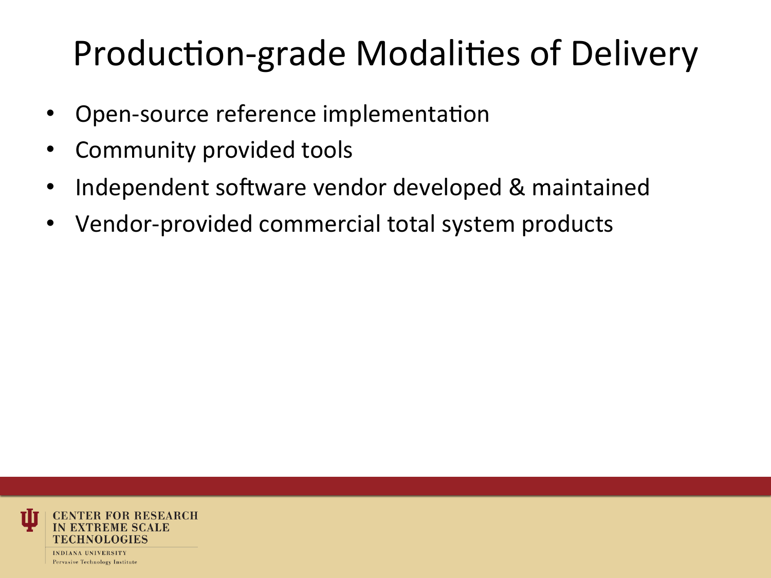# Production-grade Modalities of Delivery

- Open-source reference implementation
- Community provided tools
- Independent software vendor developed & maintained
- Vendor-provided commercial total system products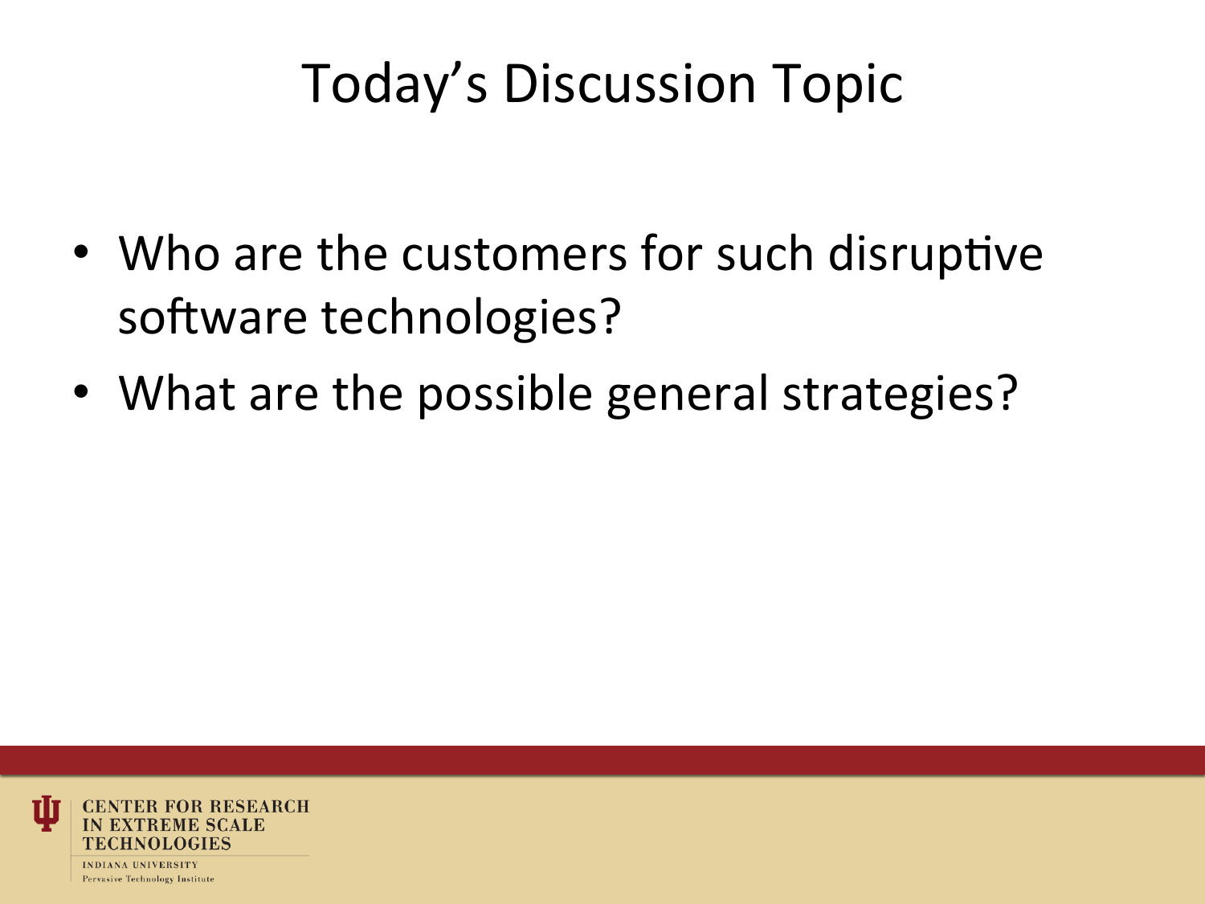# Today's Discussion Topic

- Who are the customers for such disruptive software technologies?
- What are the possible general strategies?